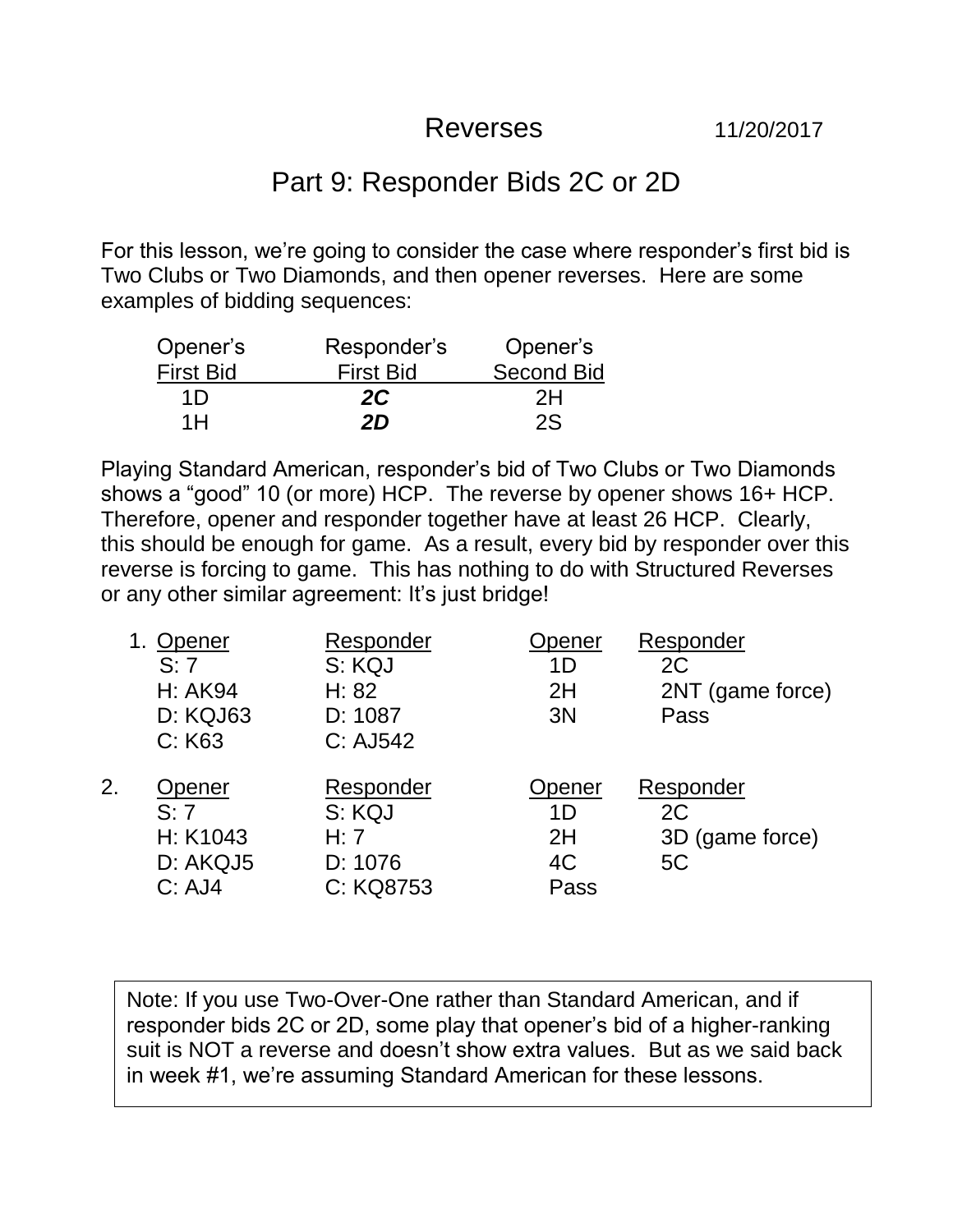# Reverses

11/20/2017

## Part 9: Responder Bids 2C or 2D

For this lesson, we're going to consider the case where responder's first bid is Two Clubs or Two Diamonds, and then opener reverses. Here are some examples of bidding sequences:

| Opener's First Bid | Responder's First Bid | Opener's Second Bid |
|---|---|---|
| 1D | ***2C*** | 2H |
| 1H | ***2D*** | 2S |

Playing Standard American, responder's bid of Two Clubs or Two Diamonds shows a "good" 10 (or more) HCP. The reverse by opener shows 16+ HCP. Therefore, opener and responder together have at least 26 HCP. Clearly, this should be enough for game. As a result, every bid by responder over this reverse is forcing to game. This has nothing to do with Structured Reverses or any other similar agreement: It's just bridge!

1.

| Opener | Responder | Opener | Responder |
|---|---|---|---|
| S: 7 | S: KQJ | 1D | 2C |
| H: AK94 | H: 82 | 2H | 2NT (game force) |
| D: KQJ63 | D: 1087 | 3N | Pass |
| C: K63 | C: AJ542 | | |

2.

| Opener | Responder | Opener | Responder |
|---|---|---|---|
| S: 7 | S: KQJ | 1D | 2C |
| H: K1043 | H: 7 | 2H | 3D (game force) |
| D: AKQJ5 | D: 1076 | 4C | 5C |
| C: AJ4 | C: KQ8753 | Pass | |

> Note: If you use Two-Over-One rather than Standard American, and if responder bids 2C or 2D, some play that opener's bid of a higher-ranking suit is NOT a reverse and doesn't show extra values. But as we said back in week #1, we're assuming Standard American for these lessons.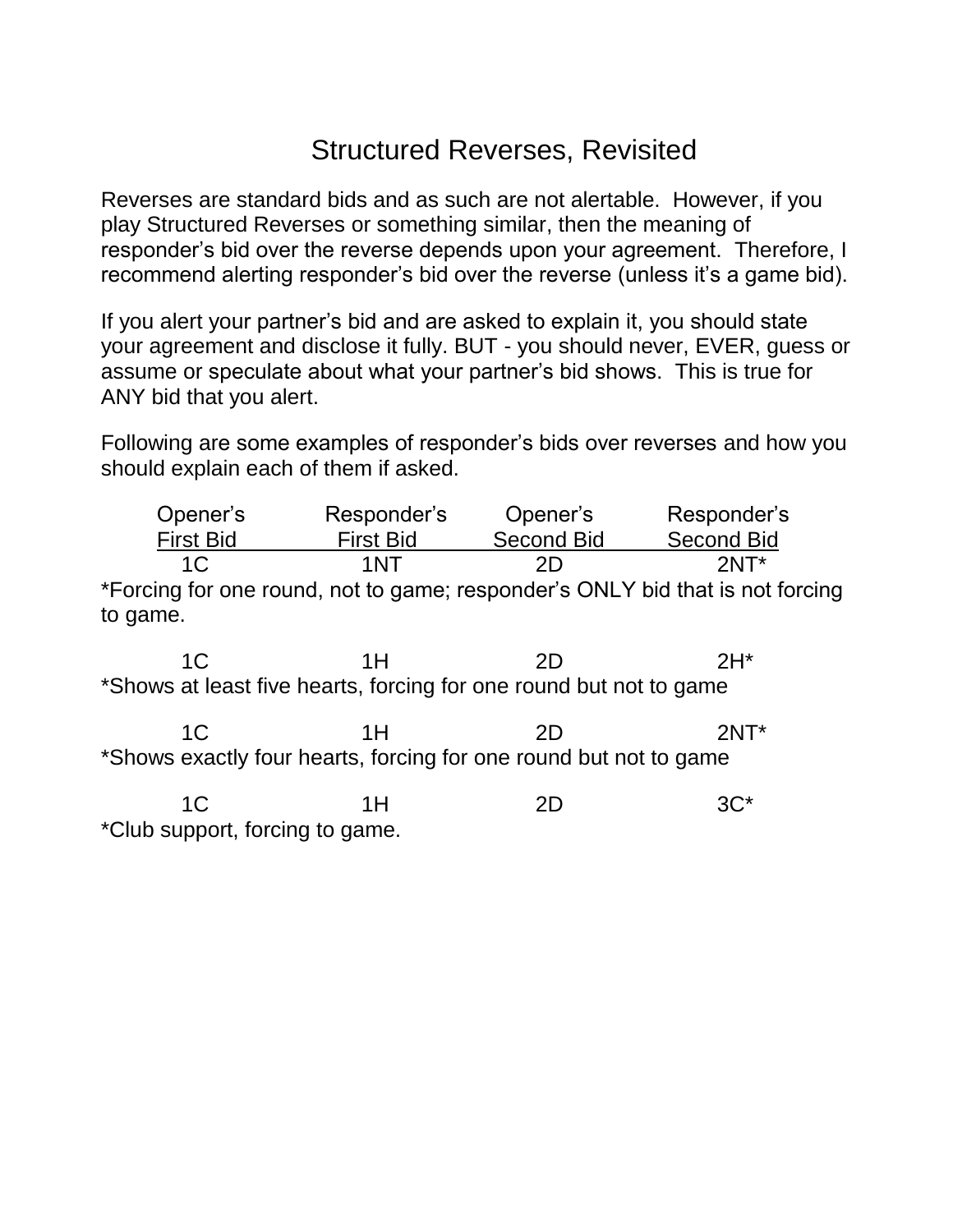# Structured Reverses, Revisited

Reverses are standard bids and as such are not alertable. However, if you play Structured Reverses or something similar, then the meaning of responder's bid over the reverse depends upon your agreement. Therefore, I recommend alerting responder's bid over the reverse (unless it's a game bid).

If you alert your partner's bid and are asked to explain it, you should state your agreement and disclose it fully. BUT - you should never, EVER, guess or assume or speculate about what your partner's bid shows. This is true for ANY bid that you alert.

Following are some examples of responder's bids over reverses and how you should explain each of them if asked.

| Opener's First Bid | Responder's First Bid | Opener's Second Bid | Responder's Second Bid |
|---|---|---|---|
| 1C | 1NT | 2D | 2NT* |

*Forcing for one round, not to game; responder's ONLY bid that is not forcing to game.

| Opener's First Bid | Responder's First Bid | Opener's Second Bid | Responder's Second Bid |
|---|---|---|---|
| 1C | 1H | 2D | 2H* |

*Shows at least five hearts, forcing for one round but not to game

| Opener's First Bid | Responder's First Bid | Opener's Second Bid | Responder's Second Bid |
|---|---|---|---|
| 1C | 1H | 2D | 2NT* |

*Shows exactly four hearts, forcing for one round but not to game

| Opener's First Bid | Responder's First Bid | Opener's Second Bid | Responder's Second Bid |
|---|---|---|---|
| 1C | 1H | 2D | 3C* |

*Club support, forcing to game.